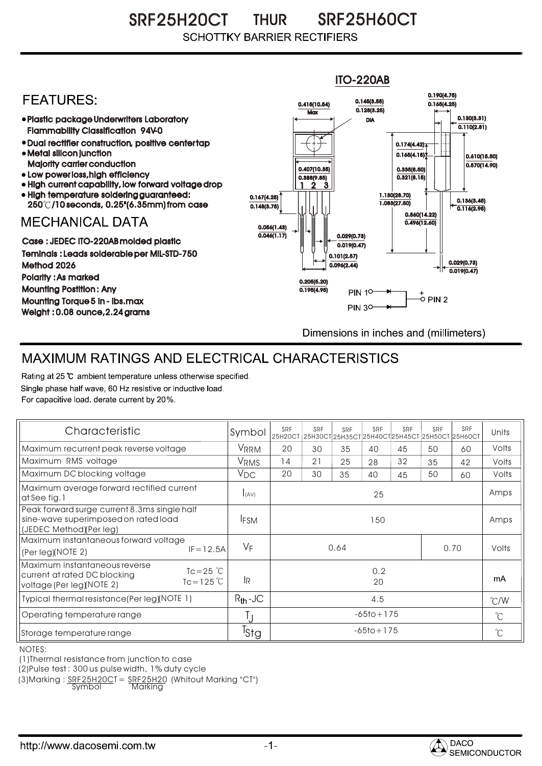# SRF25H20CT THUR SRF25H60CT

SCHOTTKY BARRIER RECTIFIERS

ITO-220AB

## FEATURES:

- Plastic package Underwriters Laboratory Flammability Classification 94V-0
- Dual rectifier construction, positive center tap
- Metal silicon junction Majority carrier conduction
- Low power loss, high efficiency
- High current capability, low forward voltage drop
- High temperature soldering guaranteed: 250℃/10 seconds, 0.25"(6.35mm) from case

## MECHANICAL DATA

Case : JEDEC ITO-220AB molded plastic

Teminals : Leads solderable per MIL-STD-750 Method 2026

Polarity : As marked

Mounting Postition : Any

Mounting Torque 5 in - lbs.max

Weight : 0.08 ounce, 2.24 grams

Dimensions in inches and (millimeters)

## MAXIMUM RATINGS AND ELECTRICAL CHARACTERISTICS

Rating at 25 ℃ ambient temperature unless otherwise specified.

Single phase half wave, 60 Hz resistive or inductive load.

For capacitive load. derate current by 20%.

| Characteristic | Symbol | SRF 25H20CT | SRF 25H30CT | SRF 25H35CT | SRF 25H40CT | SRF 25H45CT | SRF 25H50CT | SRF 25H60CT | Units |
|---|---|---|---|---|---|---|---|---|---|
| Maximum recurrent peak reverse voltage | $V_{RRM}$ | 20 | 30 | 35 | 40 | 45 | 50 | 60 | Volts |
| Maximum RMS voltage | $V_{RMS}$ | 14 | 21 | 25 | 28 | 32 | 35 | 42 | Volts |
| Maximum DC blocking voltage | $V_{DC}$ | 20 | 30 | 35 | 40 | 45 | 50 | 60 | Volts |
| Maximum average forward rectified current at See fig.1 | $I_{(AV)}$ | 25 | | | | | | | Amps |
| Peak forward surge current 8.3ms single half sine-wave superimposed on rated load (JEDEC Method)(Per leg) | $I_{FSM}$ | 150 | | | | | | | Amps |
| Maximum instantaneous forward voltage (Per leg)(NOTE 2) IF=12.5A | $V_F$ | 0.64 | | | | | 0.70 | | Volts |
| Maximum instantaneous reverse current at rated DC blocking voltage (Per leg)(NOTE 2) Tc=25 ℃ / Tc=125 ℃ | $I_R$ | 0.2 / 20 | | | | | | | mA |
| Typical thermal resistance(Per leg)(NOTE 1) | $R_{th}$-JC | 4.5 | | | | | | | ℃/W |
| Operating temperature range | $T_J$ | -65 to +175 | | | | | | | ℃ |
| Storage temperature range | $T_{Stg}$ | -65 to +175 | | | | | | | ℃ |

NOTES:

(1)Thermal resistance from junction to case

(2)Pulse test : 300 us pulse width, 1% duty cycle

(3)Marking : SRF25H20CT = SRF25H20 (Whitout Marking "CT")
Symbol Marking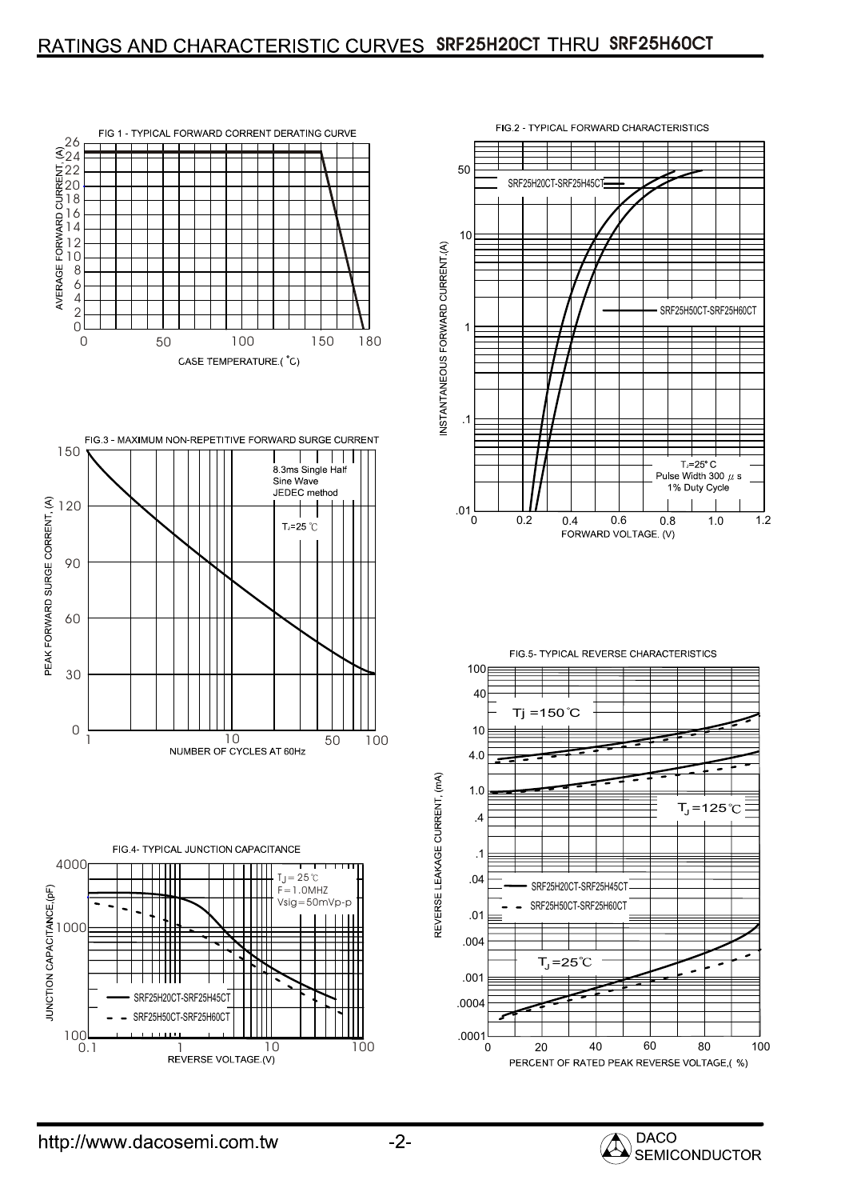# RATINGS AND CHARACTERISTIC CURVES SRF25H20CT THRU SRF25H60CT

FIG 1 - TYPICAL FORWARD CORRENT DERATING CURVE

AVERAGE FORWARD CURRENT, (A)

26
24
22
20
18
16
14
12
10
8
6
4
2
0

0 50 100 150 180

CASE TEMPERATURE.( °C)

FIG.2 - TYPICAL FORWARD CHARACTERISTICS

INSTANTANEOUS FORWARD CURRENT.(A)

50
10
1
.1
.01

SRF25H20CT-SRF25H45CT

SRF25H50CT-SRF25H60CT

$T_J$=25° C
Pulse Width 300 $\mu$ s
1% Duty Cycle

0 0.2 0.4 0.6 0.8 1.0 1.2

FORWARD VOLTAGE. (V)

FIG.3 - MAXIMUM NON-REPETITIVE FORWARD SURGE CURRENT

PEAK FORWARD SURGE CORRENT, (A)

150
120
90
60
30
0

8.3ms Single Half
Sine Wave
JEDEC method

$T_J$=25 ℃

1 10 50 100

NUMBER OF CYCLES AT 60Hz

FIG.4- TYPICAL JUNCTION CAPACITANCE

JUNCTION CAPACITANCE,(pF)

4000
1000
100

$T_J$= 25 ℃
F=1.0MHZ
Vsig=50mVp-p

SRF25H20CT-SRF25H45CT
SRF25H50CT-SRF25H60CT

0.1 1 10 100

REVERSE VOLTAGE.(V)

FIG.5- TYPICAL REVERSE CHARACTERISTICS

REVERSE LEAKAGE CURRENT, (mA)

100
40
10
4.0
1.0
.4
.1
.04
.01
.004
.001
.0004
.0001

Tj =150℃

$T_J$=125℃

SRF25H20CT-SRF25H45CT
SRF25H50CT-SRF25H60CT

$T_J$=25℃

0 20 40 60 80 100

PERCENT OF RATED PEAK REVERSE VOLTAGE,( %)